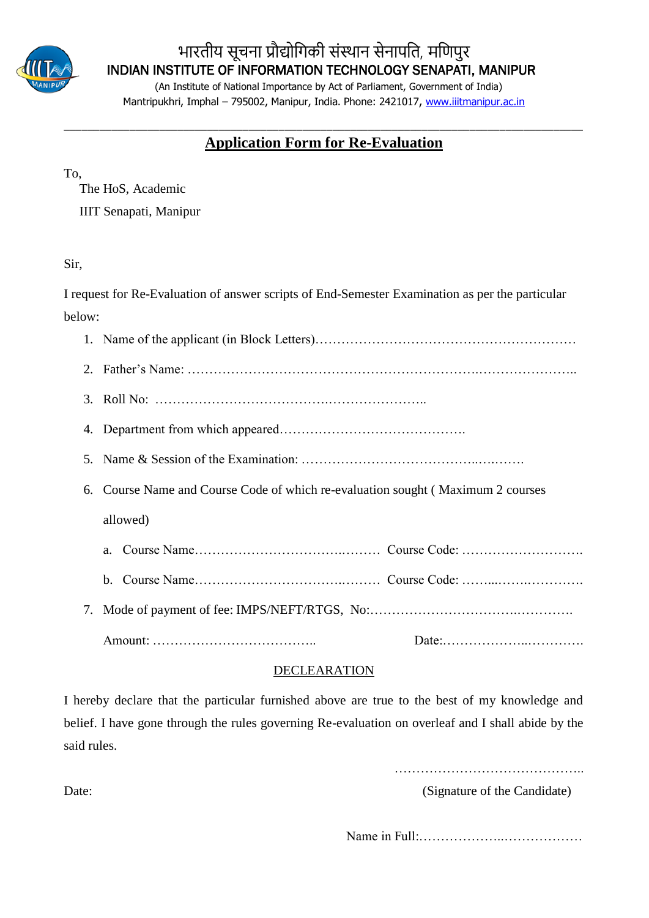भारतीय सूचना प्रौद्योगिकी संस्थान सेनापति, मणिपुर

INDIAN INSTITUTE OF INFORMATION TECHNOLOGY SENAPATI, MANIPUR

(An Institute of National Importance by Act of Parliament, Government of India)

Mantripukhri, Imphal – 795002, Manipur, India. Phone: 2421017, www.iiitmanipur.ac.in

---

## Application Form for Re-Evaluation

To,
The HoS, Academic
IIIT Senapati, Manipur

Sir,

I request for Re-Evaluation of answer scripts of End-Semester Examination as per the particular below:

1. Name of the applicant (in Block Letters)…………………………………………………
2. Father's Name: …………………………………………………………………………..
3. Roll No: ……………………………………………………..
4. Department from which appeared…………………………………….
5. Name & Session of the Examination: …………………………………………
6. Course Name and Course Code of which re-evaluation sought ( Maximum 2 courses allowed)
   a. Course Name………………………………… Course Code: ……………………….
   b. Course Name………………………………… Course Code: ……………………….
7. Mode of payment of fee: IMPS/NEFT/RTGS, No:………………………………………….

   Amount: ……………………………….. Date:…………………………….

DECLEARATION

I hereby declare that the particular furnished above are true to the best of my knowledge and belief. I have gone through the rules governing Re-evaluation on overleaf and I shall abide by the said rules.

……………………………………..

Date: (Signature of the Candidate)

Name in Full:…………………………………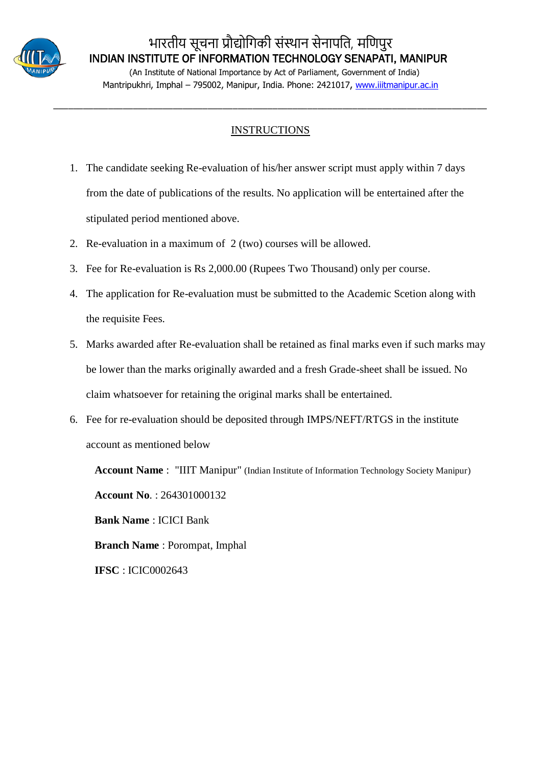# भारतीय सूचना प्रौद्योगिकी संस्थान सेनापति, मणिपुर

## INDIAN INSTITUTE OF INFORMATION TECHNOLOGY SENAPATI, MANIPUR

(An Institute of National Importance by Act of Parliament, Government of India)

Mantripukhri, Imphal – 795002, Manipur, India. Phone: 2421017, www.iiitmanipur.ac.in

---

## INSTRUCTIONS

1. The candidate seeking Re-evaluation of his/her answer script must apply within 7 days from the date of publications of the results. No application will be entertained after the stipulated period mentioned above.
2. Re-evaluation in a maximum of 2 (two) courses will be allowed.
3. Fee for Re-evaluation is Rs 2,000.00 (Rupees Two Thousand) only per course.
4. The application for Re-evaluation must be submitted to the Academic Scetion along with the requisite Fees.
5. Marks awarded after Re-evaluation shall be retained as final marks even if such marks may be lower than the marks originally awarded and a fresh Grade-sheet shall be issued. No claim whatsoever for retaining the original marks shall be entertained.
6. Fee for re-evaluation should be deposited through IMPS/NEFT/RTGS in the institute account as mentioned below

   **Account Name** : "IIIT Manipur" (Indian Institute of Information Technology Society Manipur)

   **Account No**. : 264301000132

   **Bank Name** : ICICI Bank

   **Branch Name** : Porompat, Imphal

   **IFSC** : ICIC0002643